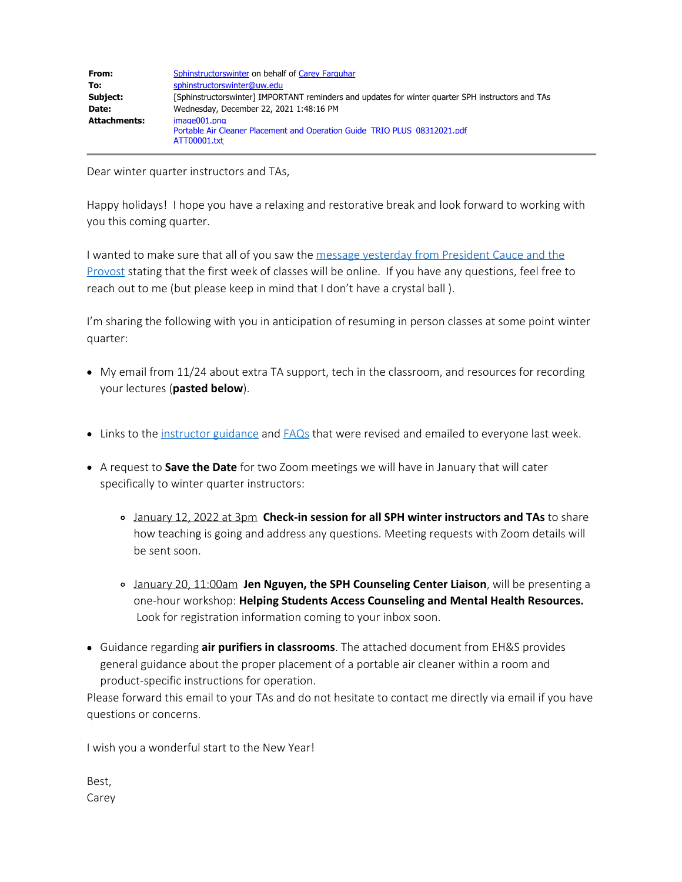| | |
|---|---|
| **From:** | Sphinstructorswinter on behalf of Carey Farquhar |
| **To:** | sphinstructorswinter@uw.edu |
| **Subject:** | [Sphinstructorswinter] IMPORTANT reminders and updates for winter quarter SPH instructors and TAs |
| **Date:** | Wednesday, December 22, 2021 1:48:16 PM |
| **Attachments:** | image001.png<br>Portable Air Cleaner Placement and Operation Guide TRIO PLUS 08312021.pdf<br>ATT00001.txt |

Dear winter quarter instructors and TAs,

Happy holidays! I hope you have a relaxing and restorative break and look forward to working with you this coming quarter.

I wanted to make sure that all of you saw the message yesterday from President Cauce and the Provost stating that the first week of classes will be online. If you have any questions, feel free to reach out to me (but please keep in mind that I don't have a crystal ball ).

I'm sharing the following with you in anticipation of resuming in person classes at some point winter quarter:

- My email from 11/24 about extra TA support, tech in the classroom, and resources for recording your lectures (**pasted below**).
- Links to the instructor guidance and FAQs that were revised and emailed to everyone last week.
- A request to **Save the Date** for two Zoom meetings we will have in January that will cater specifically to winter quarter instructors:
  - January 12, 2022 at 3pm **Check-in session for all SPH winter instructors and TAs** to share how teaching is going and address any questions. Meeting requests with Zoom details will be sent soon.
  - January 20, 11:00am **Jen Nguyen, the SPH Counseling Center Liaison**, will be presenting a one-hour workshop: **Helping Students Access Counseling and Mental Health Resources.** Look for registration information coming to your inbox soon.
- Guidance regarding **air purifiers in classrooms**. The attached document from EH&S provides general guidance about the proper placement of a portable air cleaner within a room and product-specific instructions for operation.

Please forward this email to your TAs and do not hesitate to contact me directly via email if you have questions or concerns.

I wish you a wonderful start to the New Year!

Best,
Carey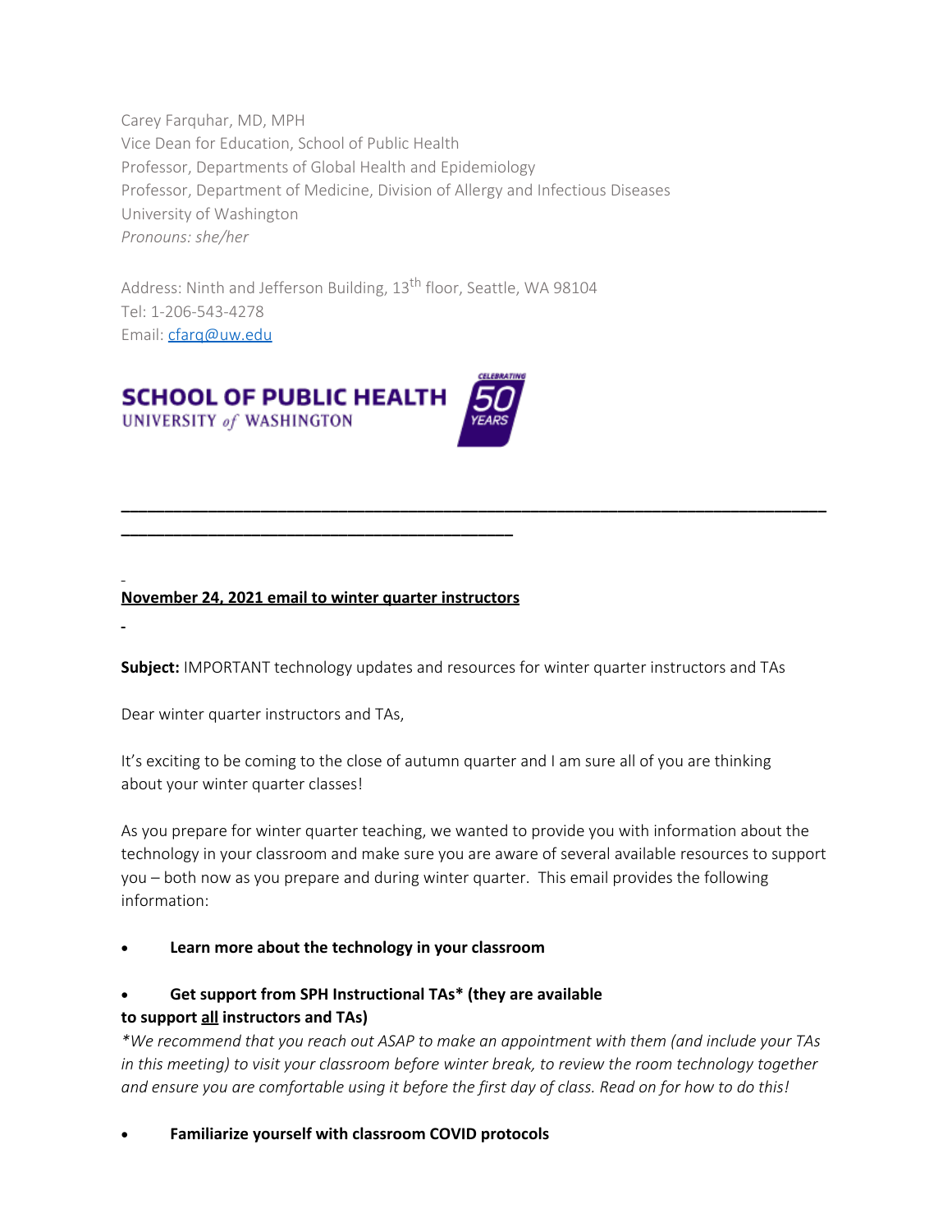Carey Farquhar, MD, MPH
Vice Dean for Education, School of Public Health
Professor, Departments of Global Health and Epidemiology
Professor, Department of Medicine, Division of Allergy and Infectious Diseases
University of Washington
*Pronouns: she/her*

Address: Ninth and Jefferson Building, 13th floor, Seattle, WA 98104
Tel: 1-206-543-4278
Email: [cfarq@uw.edu](mailto:cfarq@uw.edu)

SCHOOL OF PUBLIC HEALTH
UNIVERSITY of WASHINGTON
CELEBRATING 50 YEARS

---

**November 24, 2021 email to winter quarter instructors**

**Subject:** IMPORTANT technology updates and resources for winter quarter instructors and TAs

Dear winter quarter instructors and TAs,

It's exciting to be coming to the close of autumn quarter and I am sure all of you are thinking about your winter quarter classes!

As you prepare for winter quarter teaching, we wanted to provide you with information about the technology in your classroom and make sure you are aware of several available resources to support you – both now as you prepare and during winter quarter. This email provides the following information:

- **Learn more about the technology in your classroom**
- **Get support from SPH Instructional TAs* (they are available to support all instructors and TAs)**
  *\*We recommend that you reach out ASAP to make an appointment with them (and include your TAs in this meeting) to visit your classroom before winter break, to review the room technology together and ensure you are comfortable using it before the first day of class. Read on for how to do this!*
- **Familiarize yourself with classroom COVID protocols**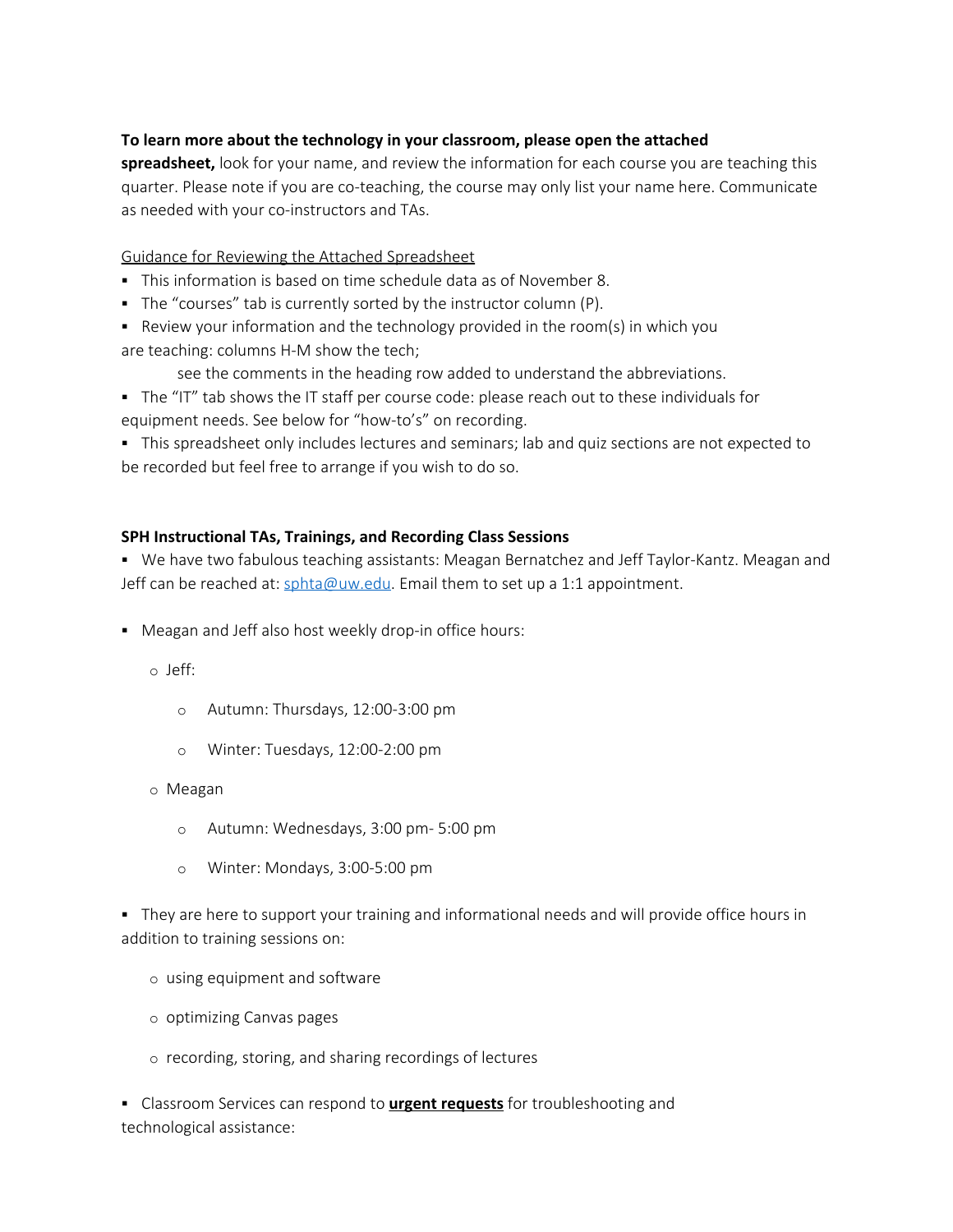**To learn more about the technology in your classroom, please open the attached spreadsheet,** look for your name, and review the information for each course you are teaching this quarter. Please note if you are co-teaching, the course may only list your name here. Communicate as needed with your co-instructors and TAs.

Guidance for Reviewing the Attached Spreadsheet

- This information is based on time schedule data as of November 8.
- The "courses" tab is currently sorted by the instructor column (P).
- Review your information and the technology provided in the room(s) in which you are teaching: columns H-M show the tech;
  see the comments in the heading row added to understand the abbreviations.
- The "IT" tab shows the IT staff per course code: please reach out to these individuals for equipment needs. See below for "how-to's" on recording.
- This spreadsheet only includes lectures and seminars; lab and quiz sections are not expected to be recorded but feel free to arrange if you wish to do so.

**SPH Instructional TAs, Trainings, and Recording Class Sessions**

- We have two fabulous teaching assistants: Meagan Bernatchez and Jeff Taylor-Kantz. Meagan and Jeff can be reached at: sphta@uw.edu. Email them to set up a 1:1 appointment.
- Meagan and Jeff also host weekly drop-in office hours:
  - Jeff:
    - Autumn: Thursdays, 12:00-3:00 pm
    - Winter: Tuesdays, 12:00-2:00 pm
  - Meagan
    - Autumn: Wednesdays, 3:00 pm- 5:00 pm
    - Winter: Mondays, 3:00-5:00 pm
- They are here to support your training and informational needs and will provide office hours in addition to training sessions on:
  - using equipment and software
  - optimizing Canvas pages
  - recording, storing, and sharing recordings of lectures
- Classroom Services can respond to **urgent requests** for troubleshooting and technological assistance: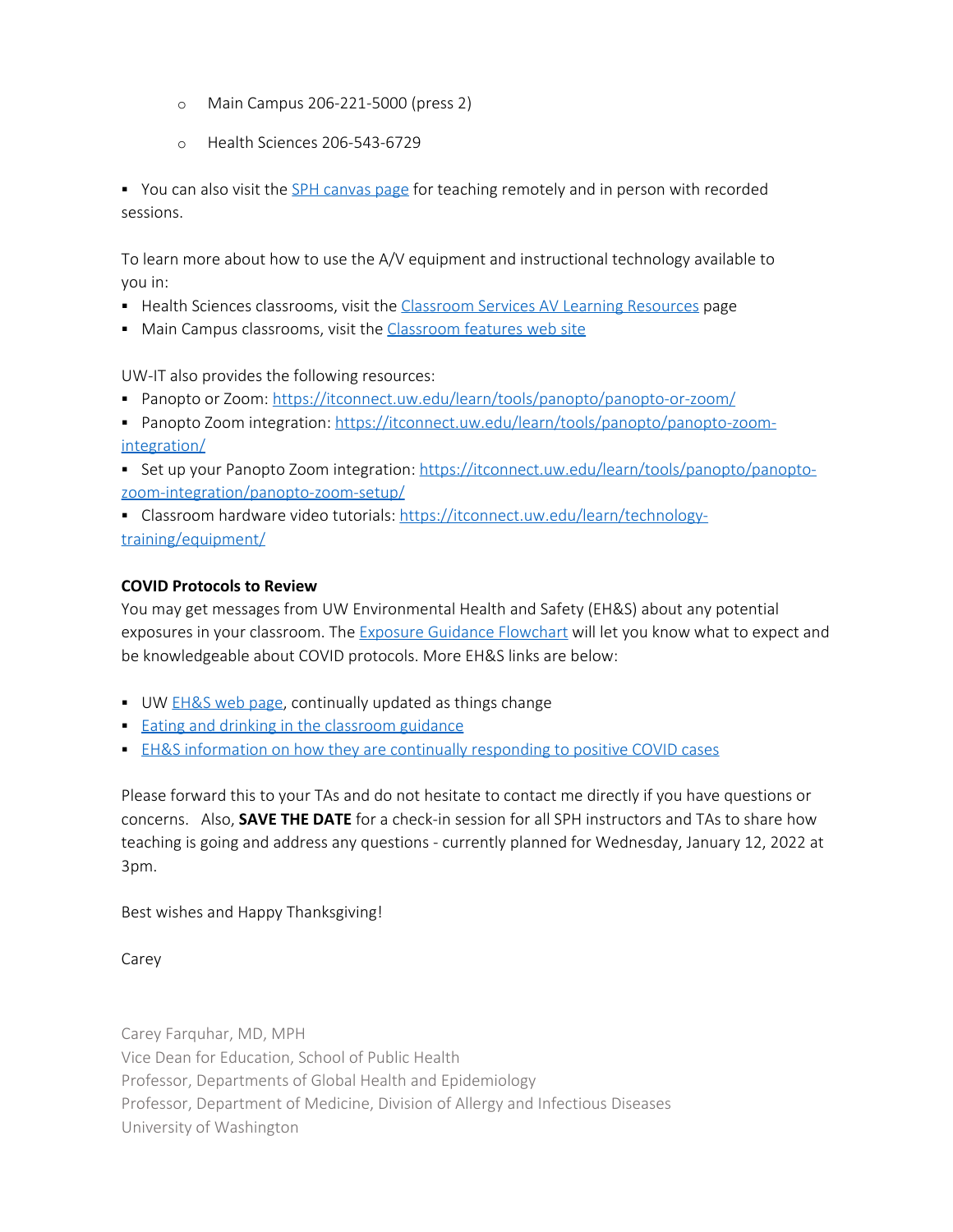- Main Campus 206-221-5000 (press 2)
   - Health Sciences 206-543-6729

- You can also visit the [SPH canvas page] for teaching remotely and in person with recorded sessions.

To learn more about how to use the A/V equipment and instructional technology available to you in:

- Health Sciences classrooms, visit the [Classroom Services AV Learning Resources] page
- Main Campus classrooms, visit the [Classroom features web site]

UW-IT also provides the following resources:

- Panopto or Zoom: https://itconnect.uw.edu/learn/tools/panopto/panopto-or-zoom/
- Panopto Zoom integration: https://itconnect.uw.edu/learn/tools/panopto/panopto-zoom-integration/
- Set up your Panopto Zoom integration: https://itconnect.uw.edu/learn/tools/panopto/panopto-zoom-integration/panopto-zoom-setup/
- Classroom hardware video tutorials: https://itconnect.uw.edu/learn/technology-training/equipment/

**COVID Protocols to Review**

You may get messages from UW Environmental Health and Safety (EH&S) about any potential exposures in your classroom. The [Exposure Guidance Flowchart] will let you know what to expect and be knowledgeable about COVID protocols. More EH&S links are below:

- UW [EH&S web page], continually updated as things change
- [Eating and drinking in the classroom guidance]
- [EH&S information on how they are continually responding to positive COVID cases]

Please forward this to your TAs and do not hesitate to contact me directly if you have questions or concerns. Also, **SAVE THE DATE** for a check-in session for all SPH instructors and TAs to share how teaching is going and address any questions - currently planned for Wednesday, January 12, 2022 at 3pm.

Best wishes and Happy Thanksgiving!

Carey

Carey Farquhar, MD, MPH
Vice Dean for Education, School of Public Health
Professor, Departments of Global Health and Epidemiology
Professor, Department of Medicine, Division of Allergy and Infectious Diseases
University of Washington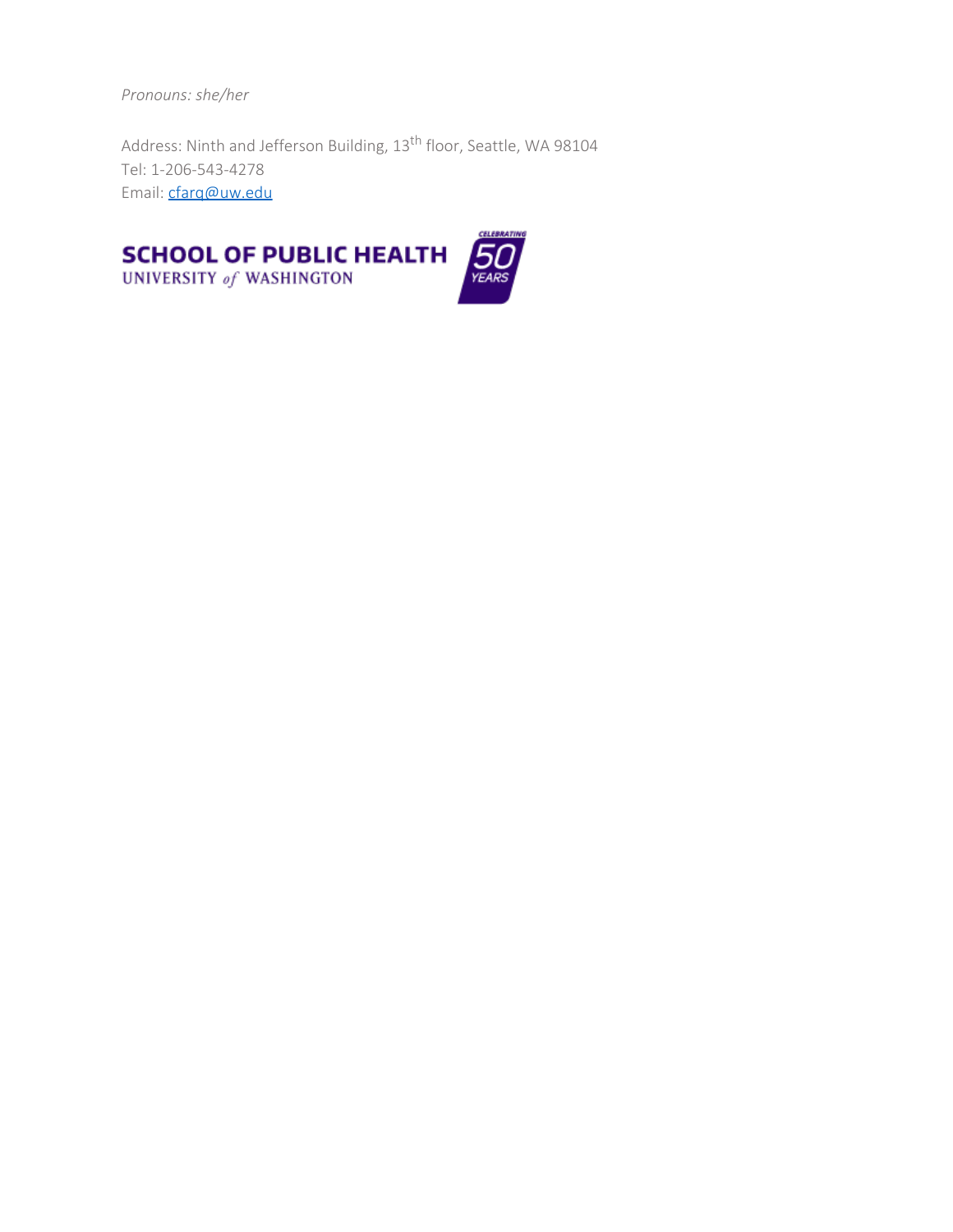*Pronouns: she/her*

Address: Ninth and Jefferson Building, 13th floor, Seattle, WA 98104
Tel: 1-206-543-4278
Email: [cfarq@uw.edu](mailto:cfarq@uw.edu)

SCHOOL OF PUBLIC HEALTH
UNIVERSITY of WASHINGTON

CELEBRATING 50 YEARS